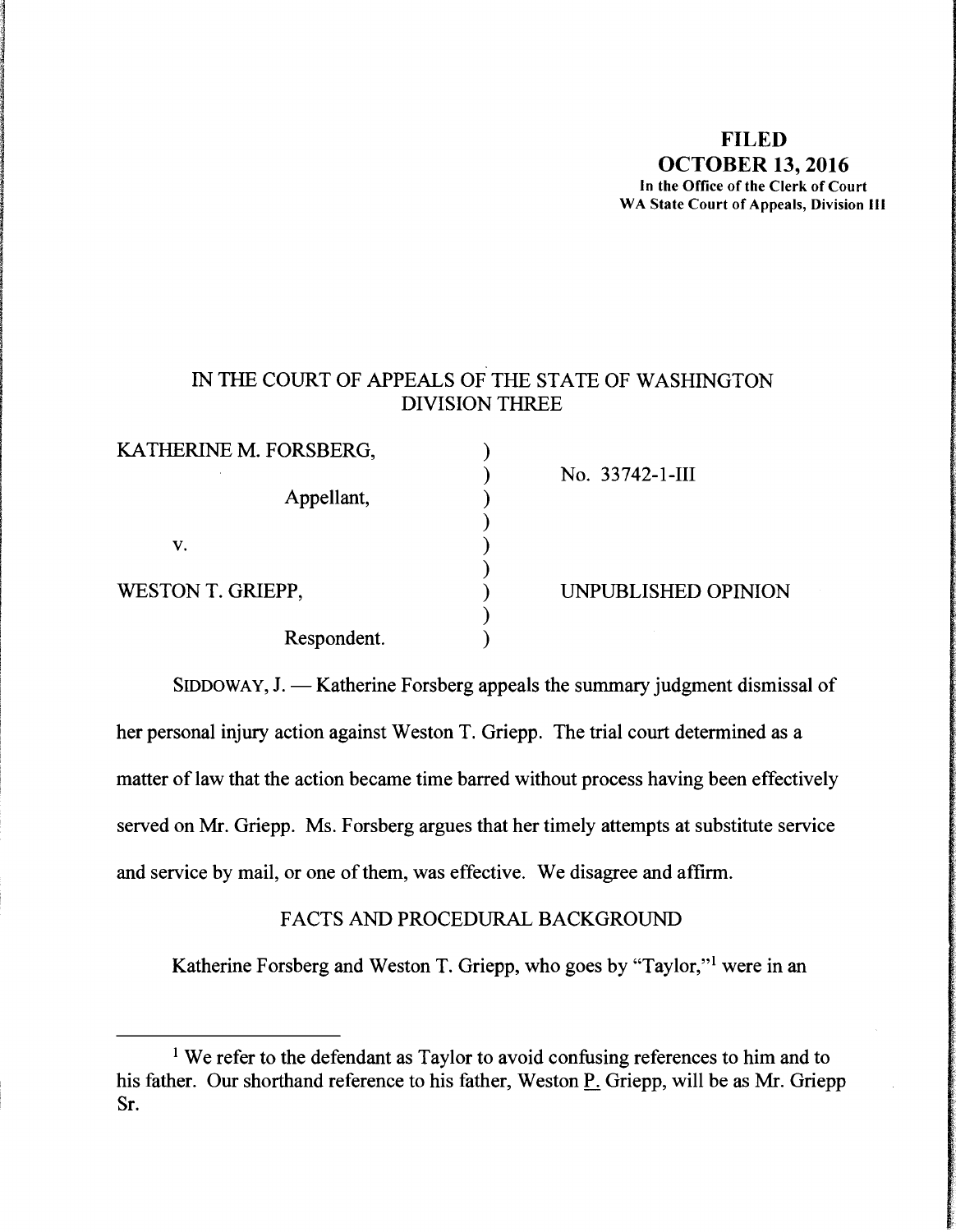**FILED**
**OCTOBER 13, 2016**
In the Office of the Clerk of Court
WA State Court of Appeals, Division III

IN THE COURT OF APPEALS OF THE STATE OF WASHINGTON
DIVISION THREE

| | | |
|---|---|---|
| KATHERINE M. FORSBERG, | ) | No. 33742-1-III |
| Appellant, | ) | |
| v. | ) | |
| WESTON T. GRIEPP, | ) | UNPUBLISHED OPINION |
| Respondent. | ) | |

SIDDOWAY, J. — Katherine Forsberg appeals the summary judgment dismissal of her personal injury action against Weston T. Griepp. The trial court determined as a matter of law that the action became time barred without process having been effectively served on Mr. Griepp. Ms. Forsberg argues that her timely attempts at substitute service and service by mail, or one of them, was effective. We disagree and affirm.

FACTS AND PROCEDURAL BACKGROUND

Katherine Forsberg and Weston T. Griepp, who goes by "Taylor,"[1] were in an

---

[1] We refer to the defendant as Taylor to avoid confusing references to him and to his father. Our shorthand reference to his father, Weston P. Griepp, will be as Mr. Griepp Sr.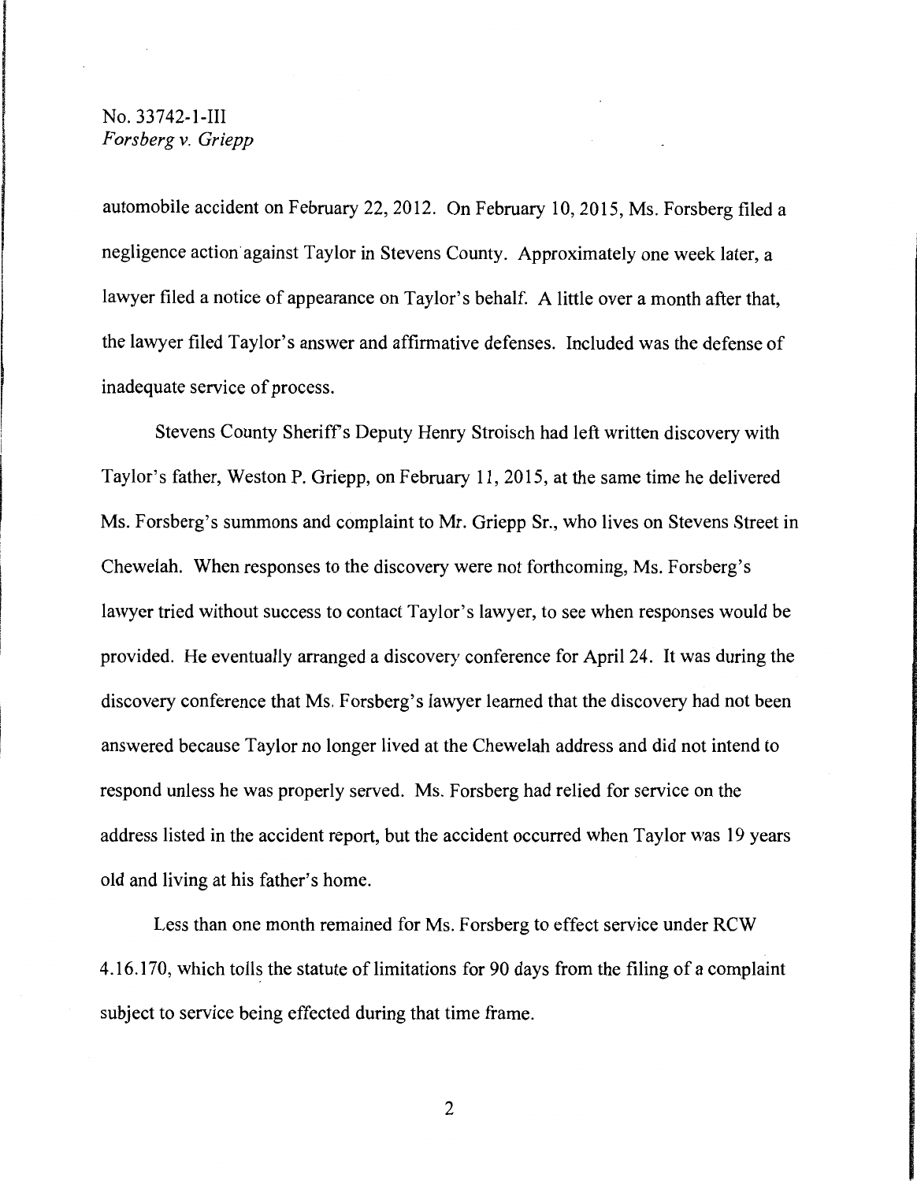automobile accident on February 22, 2012. On February 10, 2015, Ms. Forsberg filed a negligence action against Taylor in Stevens County. Approximately one week later, a lawyer filed a notice of appearance on Taylor's behalf. A little over a month after that, the lawyer filed Taylor's answer and affirmative defenses. Included was the defense of inadequate service of process.

Stevens County Sheriff's Deputy Henry Stroisch had left written discovery with Taylor's father, Weston P. Griepp, on February 11, 2015, at the same time he delivered Ms. Forsberg's summons and complaint to Mr. Griepp Sr., who lives on Stevens Street in Chewelah. When responses to the discovery were not forthcoming, Ms. Forsberg's lawyer tried without success to contact Taylor's lawyer, to see when responses would be provided. He eventually arranged a discovery conference for April 24. It was during the discovery conference that Ms. Forsberg's lawyer learned that the discovery had not been answered because Taylor no longer lived at the Chewelah address and did not intend to respond unless he was properly served. Ms. Forsberg had relied for service on the address listed in the accident report, but the accident occurred when Taylor was 19 years old and living at his father's home.

Less than one month remained for Ms. Forsberg to effect service under RCW 4.16.170, which tolls the statute of limitations for 90 days from the filing of a complaint subject to service being effected during that time frame.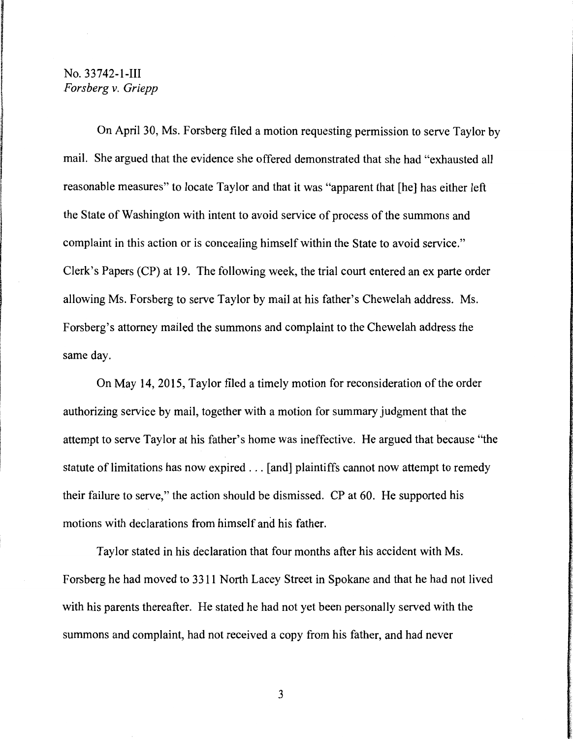On April 30, Ms. Forsberg filed a motion requesting permission to serve Taylor by mail. She argued that the evidence she offered demonstrated that she had "exhausted all reasonable measures" to locate Taylor and that it was "apparent that [he] has either left the State of Washington with intent to avoid service of process of the summons and complaint in this action or is concealing himself within the State to avoid service." Clerk's Papers (CP) at 19. The following week, the trial court entered an ex parte order allowing Ms. Forsberg to serve Taylor by mail at his father's Chewelah address. Ms. Forsberg's attorney mailed the summons and complaint to the Chewelah address the same day.

On May 14, 2015, Taylor filed a timely motion for reconsideration of the order authorizing service by mail, together with a motion for summary judgment that the attempt to serve Taylor at his father's home was ineffective. He argued that because "the statute of limitations has now expired . . . [and] plaintiffs cannot now attempt to remedy their failure to serve," the action should be dismissed. CP at 60. He supported his motions with declarations from himself and his father.

Taylor stated in his declaration that four months after his accident with Ms. Forsberg he had moved to 3311 North Lacey Street in Spokane and that he had not lived with his parents thereafter. He stated he had not yet been personally served with the summons and complaint, had not received a copy from his father, and had never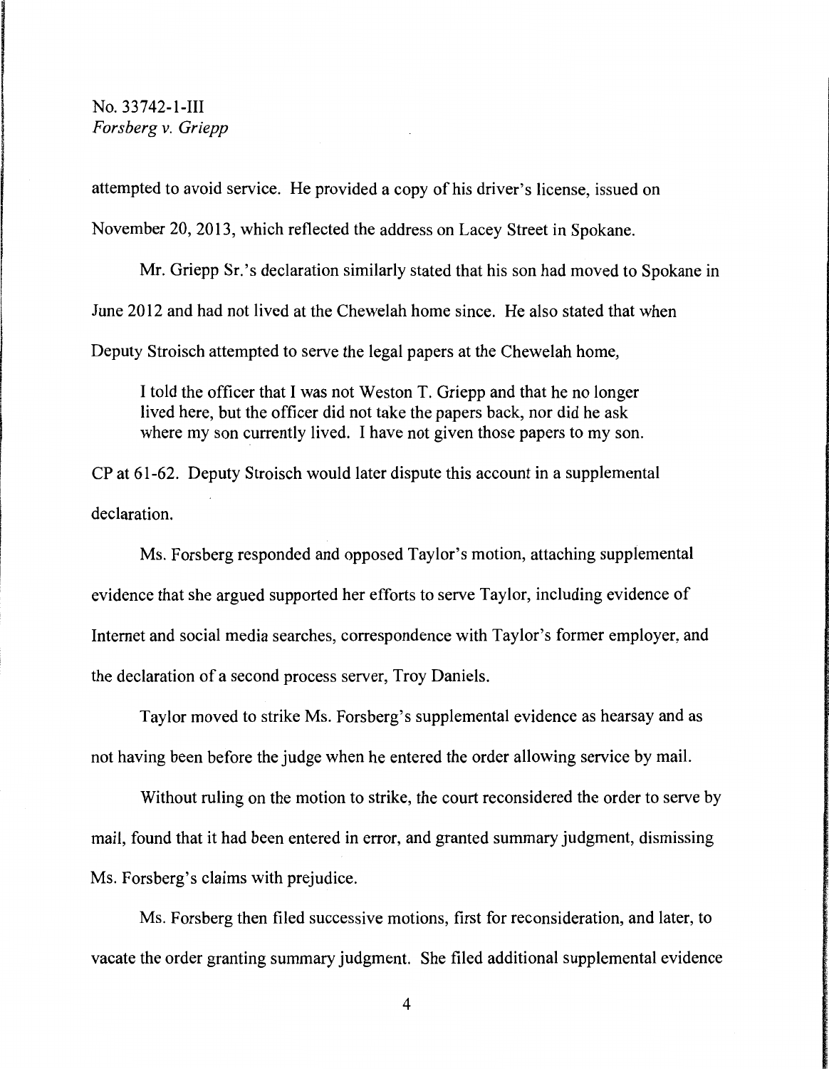attempted to avoid service. He provided a copy of his driver's license, issued on November 20, 2013, which reflected the address on Lacey Street in Spokane.

Mr. Griepp Sr.'s declaration similarly stated that his son had moved to Spokane in June 2012 and had not lived at the Chewelah home since. He also stated that when Deputy Stroisch attempted to serve the legal papers at the Chewelah home,

> I told the officer that I was not Weston T. Griepp and that he no longer lived here, but the officer did not take the papers back, nor did he ask where my son currently lived. I have not given those papers to my son.

CP at 61-62. Deputy Stroisch would later dispute this account in a supplemental declaration.

Ms. Forsberg responded and opposed Taylor's motion, attaching supplemental evidence that she argued supported her efforts to serve Taylor, including evidence of Internet and social media searches, correspondence with Taylor's former employer, and the declaration of a second process server, Troy Daniels.

Taylor moved to strike Ms. Forsberg's supplemental evidence as hearsay and as not having been before the judge when he entered the order allowing service by mail.

Without ruling on the motion to strike, the court reconsidered the order to serve by mail, found that it had been entered in error, and granted summary judgment, dismissing Ms. Forsberg's claims with prejudice.

Ms. Forsberg then filed successive motions, first for reconsideration, and later, to vacate the order granting summary judgment. She filed additional supplemental evidence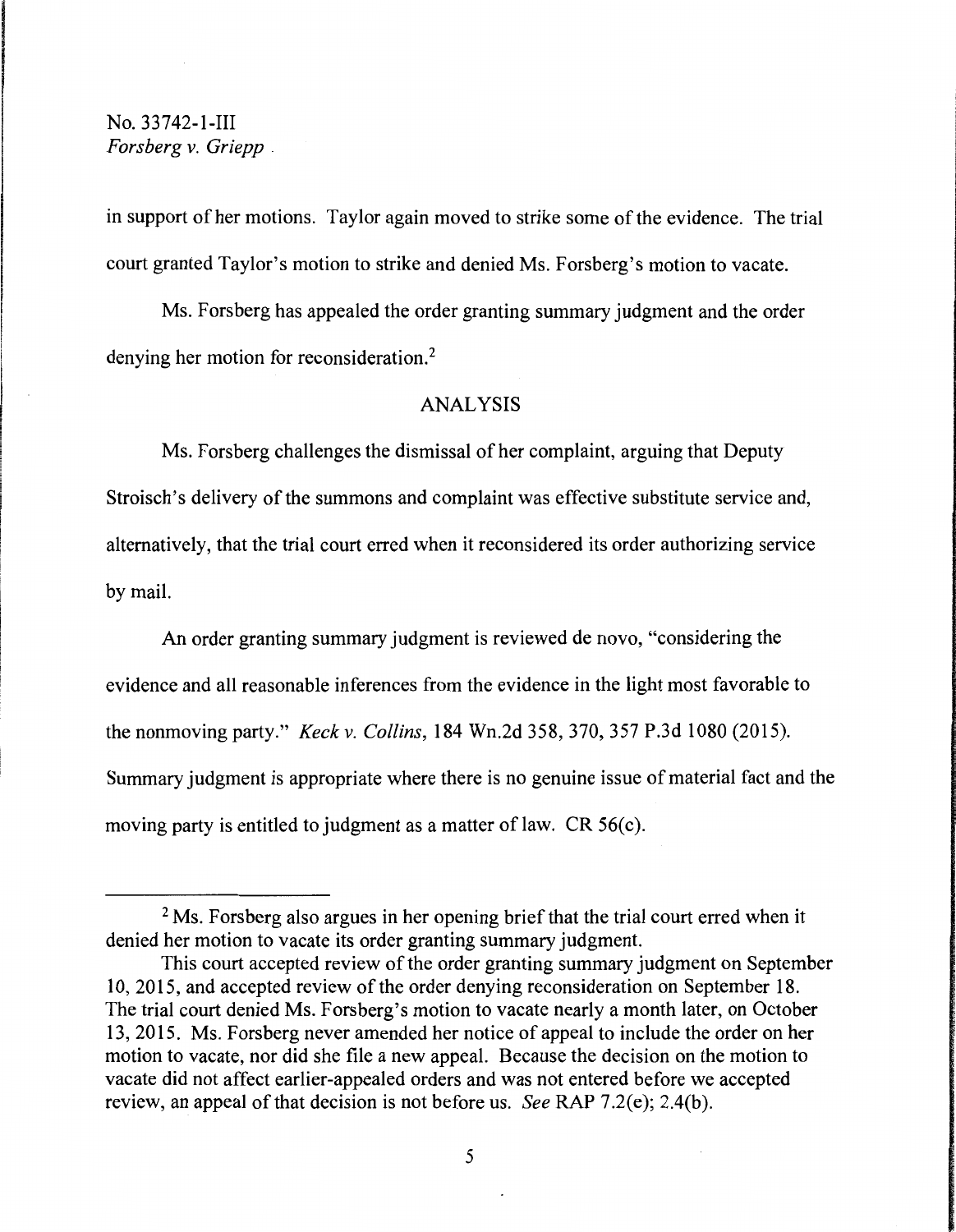in support of her motions. Taylor again moved to strike some of the evidence. The trial court granted Taylor's motion to strike and denied Ms. Forsberg's motion to vacate.

Ms. Forsberg has appealed the order granting summary judgment and the order denying her motion for reconsideration.[2]

## ANALYSIS

Ms. Forsberg challenges the dismissal of her complaint, arguing that Deputy Stroisch's delivery of the summons and complaint was effective substitute service and, alternatively, that the trial court erred when it reconsidered its order authorizing service by mail.

An order granting summary judgment is reviewed de novo, "considering the evidence and all reasonable inferences from the evidence in the light most favorable to the nonmoving party." *Keck v. Collins*, 184 Wn.2d 358, 370, 357 P.3d 1080 (2015). Summary judgment is appropriate where there is no genuine issue of material fact and the moving party is entitled to judgment as a matter of law. CR 56(c).

---

[2] Ms. Forsberg also argues in her opening brief that the trial court erred when it denied her motion to vacate its order granting summary judgment.

This court accepted review of the order granting summary judgment on September 10, 2015, and accepted review of the order denying reconsideration on September 18. The trial court denied Ms. Forsberg's motion to vacate nearly a month later, on October 13, 2015. Ms. Forsberg never amended her notice of appeal to include the order on her motion to vacate, nor did she file a new appeal. Because the decision on the motion to vacate did not affect earlier-appealed orders and was not entered before we accepted review, an appeal of that decision is not before us. *See* RAP 7.2(e); 2.4(b).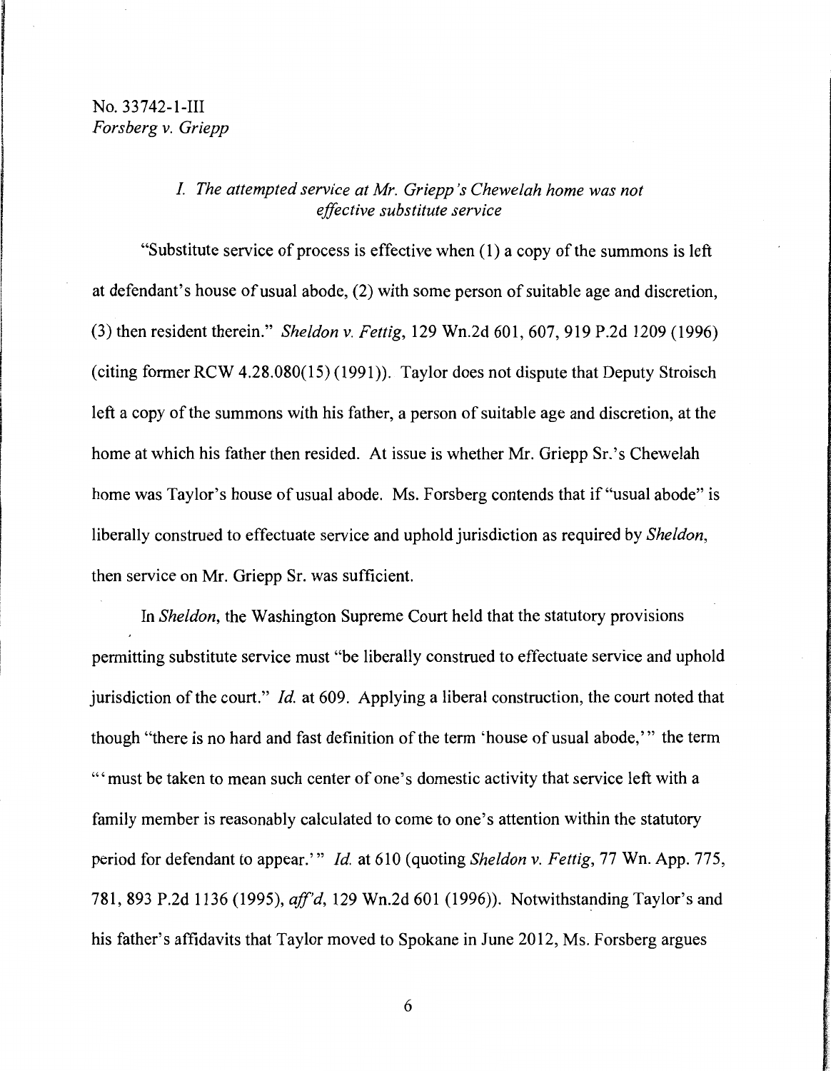*I. The attempted service at Mr. Griepp's Chewelah home was not effective substitute service*

"Substitute service of process is effective when (1) a copy of the summons is left at defendant's house of usual abode, (2) with some person of suitable age and discretion, (3) then resident therein." *Sheldon v. Fettig*, 129 Wn.2d 601, 607, 919 P.2d 1209 (1996) (citing former RCW 4.28.080(15) (1991)). Taylor does not dispute that Deputy Stroisch left a copy of the summons with his father, a person of suitable age and discretion, at the home at which his father then resided. At issue is whether Mr. Griepp Sr.'s Chewelah home was Taylor's house of usual abode. Ms. Forsberg contends that if "usual abode" is liberally construed to effectuate service and uphold jurisdiction as required by *Sheldon*, then service on Mr. Griepp Sr. was sufficient.

In *Sheldon*, the Washington Supreme Court held that the statutory provisions permitting substitute service must "be liberally construed to effectuate service and uphold jurisdiction of the court." *Id.* at 609. Applying a liberal construction, the court noted that though "there is no hard and fast definition of the term 'house of usual abode,'" the term "'must be taken to mean such center of one's domestic activity that service left with a family member is reasonably calculated to come to one's attention within the statutory period for defendant to appear.'" *Id.* at 610 (quoting *Sheldon v. Fettig*, 77 Wn. App. 775, 781, 893 P.2d 1136 (1995), *aff'd*, 129 Wn.2d 601 (1996)). Notwithstanding Taylor's and his father's affidavits that Taylor moved to Spokane in June 2012, Ms. Forsberg argues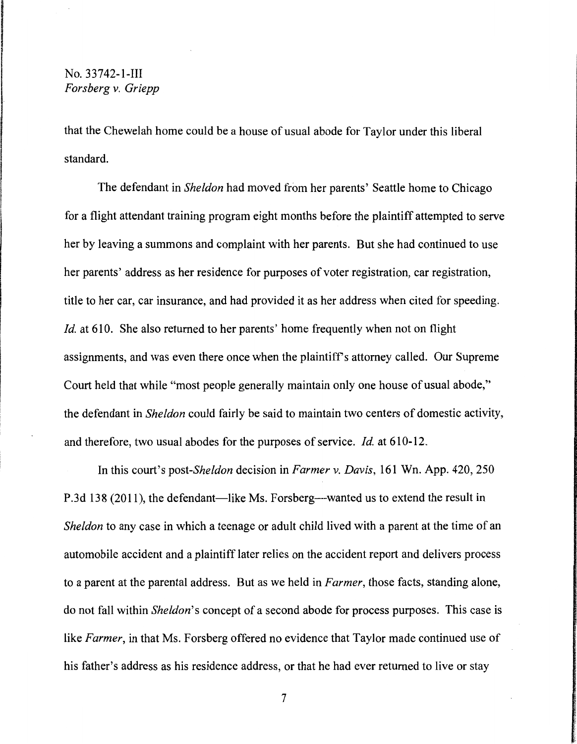that the Chewelah home could be a house of usual abode for Taylor under this liberal standard.

The defendant in *Sheldon* had moved from her parents' Seattle home to Chicago for a flight attendant training program eight months before the plaintiff attempted to serve her by leaving a summons and complaint with her parents. But she had continued to use her parents' address as her residence for purposes of voter registration, car registration, title to her car, car insurance, and had provided it as her address when cited for speeding. *Id.* at 610. She also returned to her parents' home frequently when not on flight assignments, and was even there once when the plaintiff's attorney called. Our Supreme Court held that while "most people generally maintain only one house of usual abode," the defendant in *Sheldon* could fairly be said to maintain two centers of domestic activity, and therefore, two usual abodes for the purposes of service. *Id.* at 610-12.

In this court's post-*Sheldon* decision in *Farmer v. Davis*, 161 Wn. App. 420, 250 P.3d 138 (2011), the defendant—like Ms. Forsberg—wanted us to extend the result in *Sheldon* to any case in which a teenage or adult child lived with a parent at the time of an automobile accident and a plaintiff later relies on the accident report and delivers process to a parent at the parental address. But as we held in *Farmer*, those facts, standing alone, do not fall within *Sheldon*'s concept of a second abode for process purposes. This case is like *Farmer*, in that Ms. Forsberg offered no evidence that Taylor made continued use of his father's address as his residence address, or that he had ever returned to live or stay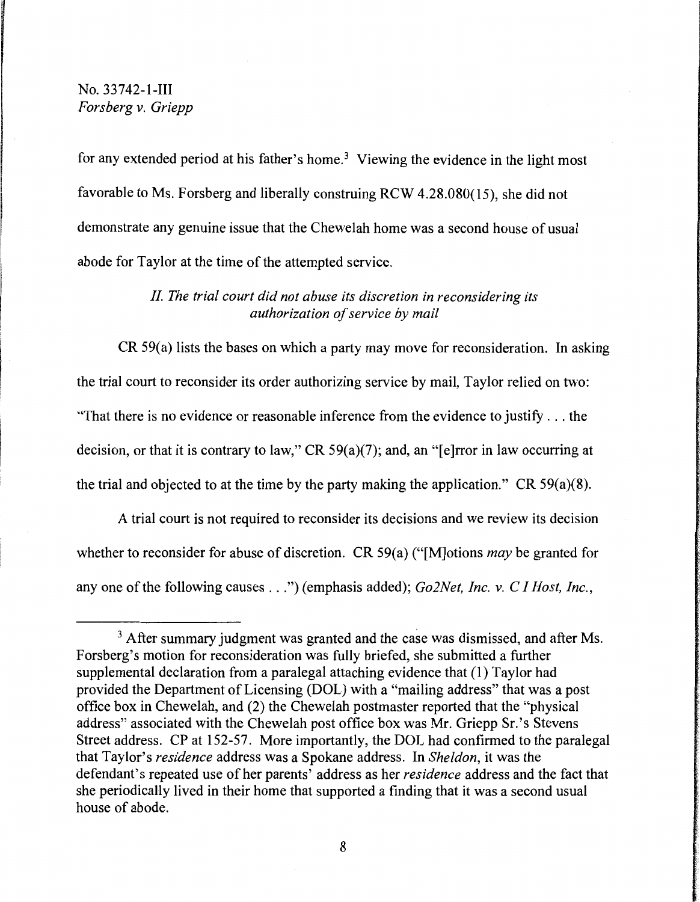for any extended period at his father's home.[3] Viewing the evidence in the light most favorable to Ms. Forsberg and liberally construing RCW 4.28.080(15), she did not demonstrate any genuine issue that the Chewelah home was a second house of usual abode for Taylor at the time of the attempted service.

*II. The trial court did not abuse its discretion in reconsidering its authorization of service by mail*

CR 59(a) lists the bases on which a party may move for reconsideration. In asking the trial court to reconsider its order authorizing service by mail, Taylor relied on two: "That there is no evidence or reasonable inference from the evidence to justify . . . the decision, or that it is contrary to law," CR 59(a)(7); and, an "[e]rror in law occurring at the trial and objected to at the time by the party making the application." CR 59(a)(8).

A trial court is not required to reconsider its decisions and we review its decision whether to reconsider for abuse of discretion. CR 59(a) ("[M]otions *may* be granted for any one of the following causes . . .") (emphasis added); *Go2Net, Inc. v. C I Host, Inc.*,

---

[3] After summary judgment was granted and the case was dismissed, and after Ms. Forsberg's motion for reconsideration was fully briefed, she submitted a further supplemental declaration from a paralegal attaching evidence that (1) Taylor had provided the Department of Licensing (DOL) with a "mailing address" that was a post office box in Chewelah, and (2) the Chewelah postmaster reported that the "physical address" associated with the Chewelah post office box was Mr. Griepp Sr.'s Stevens Street address. CP at 152-57. More importantly, the DOL had confirmed to the paralegal that Taylor's *residence* address was a Spokane address. In *Sheldon*, it was the defendant's repeated use of her parents' address as her *residence* address and the fact that she periodically lived in their home that supported a finding that it was a second usual house of abode.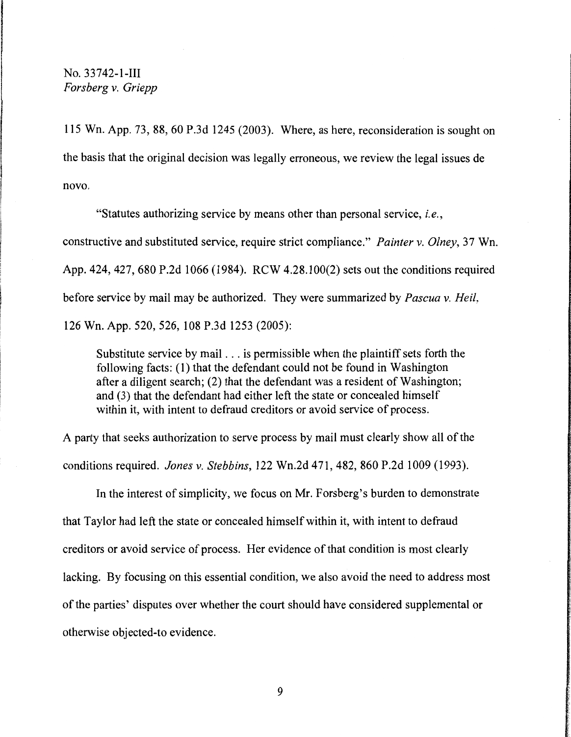115 Wn. App. 73, 88, 60 P.3d 1245 (2003). Where, as here, reconsideration is sought on the basis that the original decision was legally erroneous, we review the legal issues de novo.

"Statutes authorizing service by means other than personal service, *i.e.*, constructive and substituted service, require strict compliance." *Painter v. Olney*, 37 Wn. App. 424, 427, 680 P.2d 1066 (1984). RCW 4.28.100(2) sets out the conditions required before service by mail may be authorized. They were summarized by *Pascua v. Heil*, 126 Wn. App. 520, 526, 108 P.3d 1253 (2005):

> Substitute service by mail . . . is permissible when the plaintiff sets forth the following facts: (1) that the defendant could not be found in Washington after a diligent search; (2) that the defendant was a resident of Washington; and (3) that the defendant had either left the state or concealed himself within it, with intent to defraud creditors or avoid service of process.

A party that seeks authorization to serve process by mail must clearly show all of the conditions required. *Jones v. Stebbins*, 122 Wn.2d 471, 482, 860 P.2d 1009 (1993).

In the interest of simplicity, we focus on Mr. Forsberg's burden to demonstrate that Taylor had left the state or concealed himself within it, with intent to defraud creditors or avoid service of process. Her evidence of that condition is most clearly lacking. By focusing on this essential condition, we also avoid the need to address most of the parties' disputes over whether the court should have considered supplemental or otherwise objected-to evidence.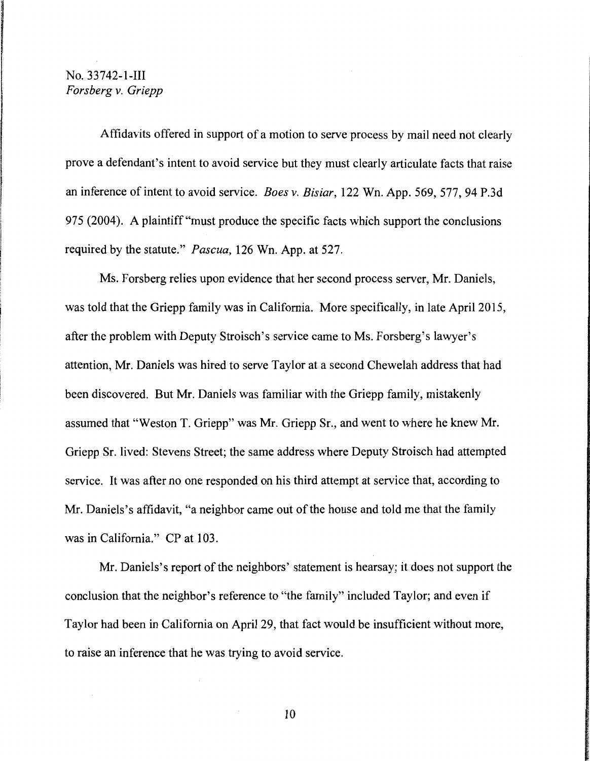Affidavits offered in support of a motion to serve process by mail need not clearly prove a defendant's intent to avoid service but they must clearly articulate facts that raise an inference of intent to avoid service. *Boes v. Bisiar*, 122 Wn. App. 569, 577, 94 P.3d 975 (2004). A plaintiff "must produce the specific facts which support the conclusions required by the statute." *Pascua*, 126 Wn. App. at 527.

Ms. Forsberg relies upon evidence that her second process server, Mr. Daniels, was told that the Griepp family was in California. More specifically, in late April 2015, after the problem with Deputy Stroisch's service came to Ms. Forsberg's lawyer's attention, Mr. Daniels was hired to serve Taylor at a second Chewelah address that had been discovered. But Mr. Daniels was familiar with the Griepp family, mistakenly assumed that "Weston T. Griepp" was Mr. Griepp Sr., and went to where he knew Mr. Griepp Sr. lived: Stevens Street; the same address where Deputy Stroisch had attempted service. It was after no one responded on his third attempt at service that, according to Mr. Daniels's affidavit, "a neighbor came out of the house and told me that the family was in California." CP at 103.

Mr. Daniels's report of the neighbors' statement is hearsay; it does not support the conclusion that the neighbor's reference to "the family" included Taylor; and even if Taylor had been in California on April 29, that fact would be insufficient without more, to raise an inference that he was trying to avoid service.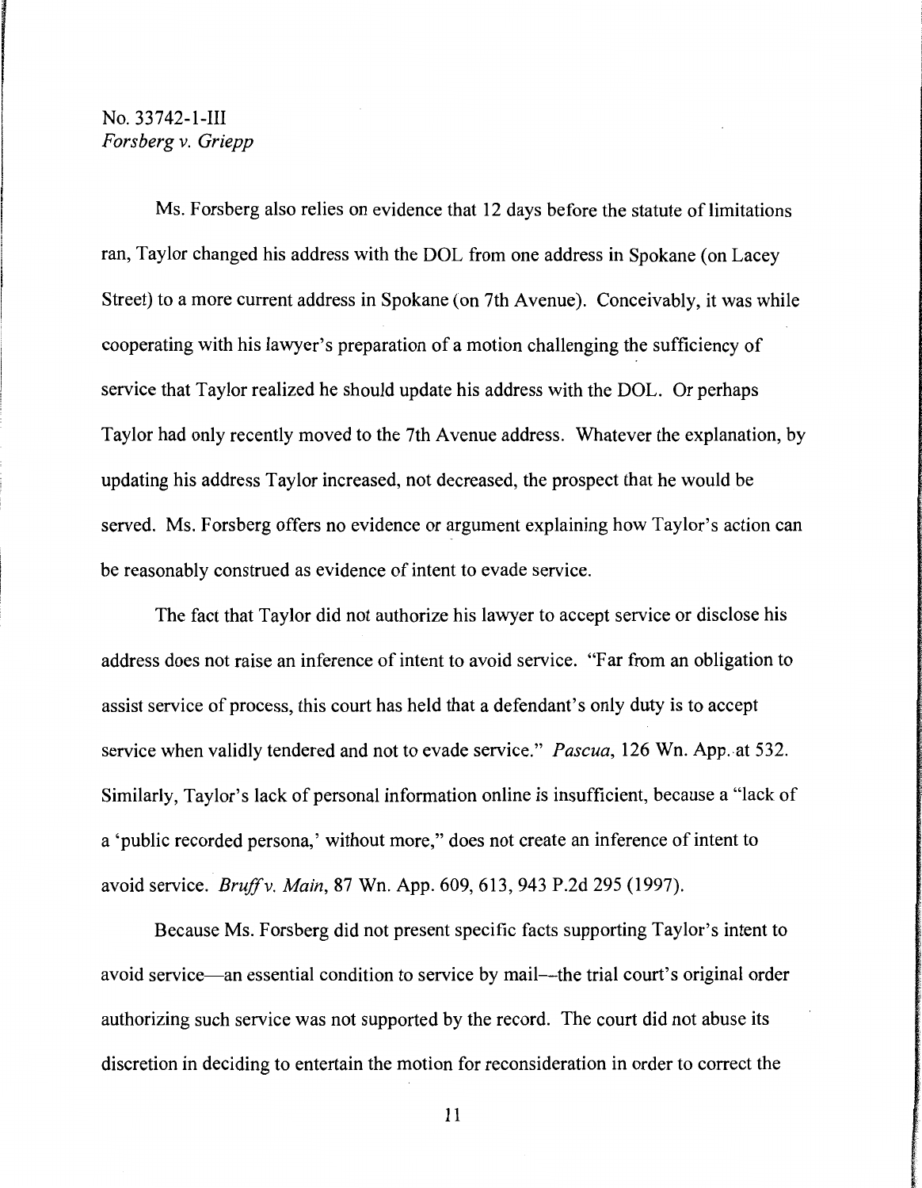Ms. Forsberg also relies on evidence that 12 days before the statute of limitations ran, Taylor changed his address with the DOL from one address in Spokane (on Lacey Street) to a more current address in Spokane (on 7th Avenue). Conceivably, it was while cooperating with his lawyer's preparation of a motion challenging the sufficiency of service that Taylor realized he should update his address with the DOL. Or perhaps Taylor had only recently moved to the 7th Avenue address. Whatever the explanation, by updating his address Taylor increased, not decreased, the prospect that he would be served. Ms. Forsberg offers no evidence or argument explaining how Taylor's action can be reasonably construed as evidence of intent to evade service.

The fact that Taylor did not authorize his lawyer to accept service or disclose his address does not raise an inference of intent to avoid service. "Far from an obligation to assist service of process, this court has held that a defendant's only duty is to accept service when validly tendered and not to evade service." *Pascua*, 126 Wn. App. at 532. Similarly, Taylor's lack of personal information online is insufficient, because a "lack of a 'public recorded persona,' without more," does not create an inference of intent to avoid service. *Bruff v. Main*, 87 Wn. App. 609, 613, 943 P.2d 295 (1997).

Because Ms. Forsberg did not present specific facts supporting Taylor's intent to avoid service—an essential condition to service by mail—the trial court's original order authorizing such service was not supported by the record. The court did not abuse its discretion in deciding to entertain the motion for reconsideration in order to correct the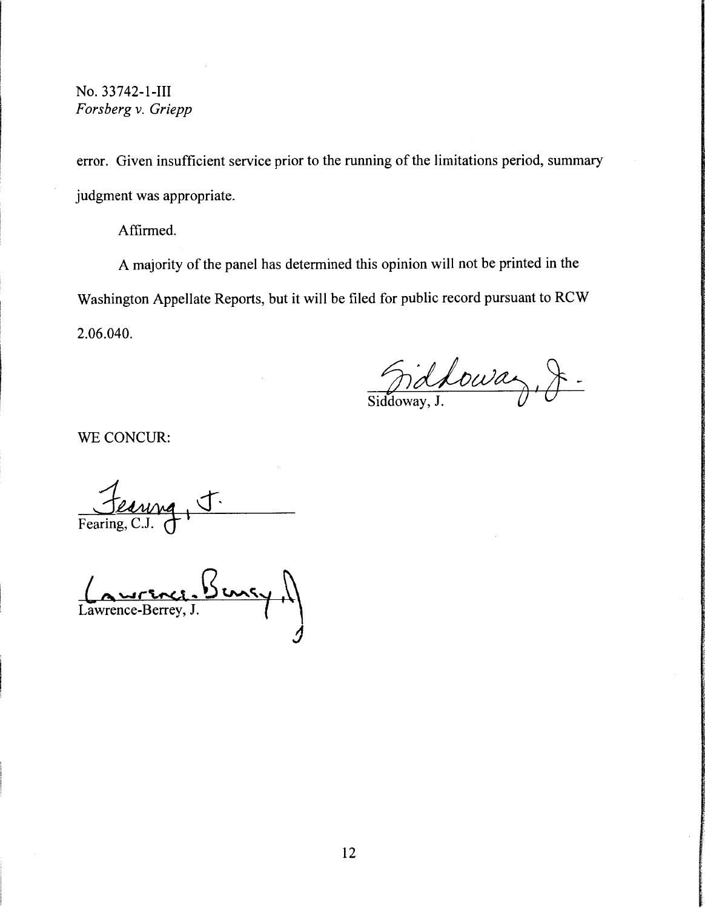error. Given insufficient service prior to the running of the limitations period, summary judgment was appropriate.

Affirmed.

A majority of the panel has determined this opinion will not be printed in the Washington Appellate Reports, but it will be filed for public record pursuant to RCW 2.06.040.

Siddoway, J.

WE CONCUR:

Fearing, C.J.

Lawrence-Berrey, J.